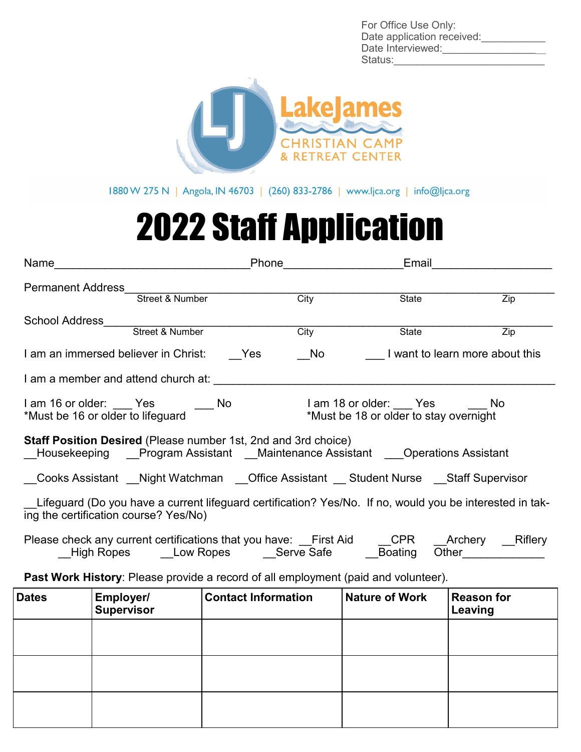For Office Use Only:
Date application received:___________
Date Interviewed:_________________
Status:__________________________

LakeJames
CHRISTIAN CAMP
& RETREAT CENTER

1880 W 275 N | Angola, IN 46703 | (260) 833-2786 | www.ljca.org | info@ljca.org

# 2022 Staff Application

Name_______________________________Phone__________________Email___________________

Permanent Address_____________________________________________________________________
Street & Number City State Zip

School Address________________________________________________________________________
Street & Number City State Zip

I am an immersed believer in Christ: __Yes __No ___ I want to learn more about this

I am a member and attend church at: ____________________________________________________

I am 16 or older: ___ Yes ___ No
*Must be 16 or older to lifeguard

I am 18 or older: ___ Yes ___ No
*Must be 18 or older to stay overnight

**Staff Position Desired** (Please number 1st, 2nd and 3rd choice)
__Housekeeping __Program Assistant __Maintenance Assistant ___Operations Assistant

__Cooks Assistant __Night Watchman __Office Assistant __ Student Nurse __Staff Supervisor

__Lifeguard (Do you have a current lifeguard certification? Yes/No. If no, would you be interested in taking the certification course? Yes/No)

Please check any current certifications that you have: __First Aid __CPR __Archery __Riflery __High Ropes __Low Ropes __Serve Safe __Boating Other_____________

**Past Work History**: Please provide a record of all employment (paid and volunteer).

| Dates | Employer/ Supervisor | Contact Information | Nature of Work | Reason for Leaving |
|---|---|---|---|---|
| | | | | |
| | | | | |
| | | | | |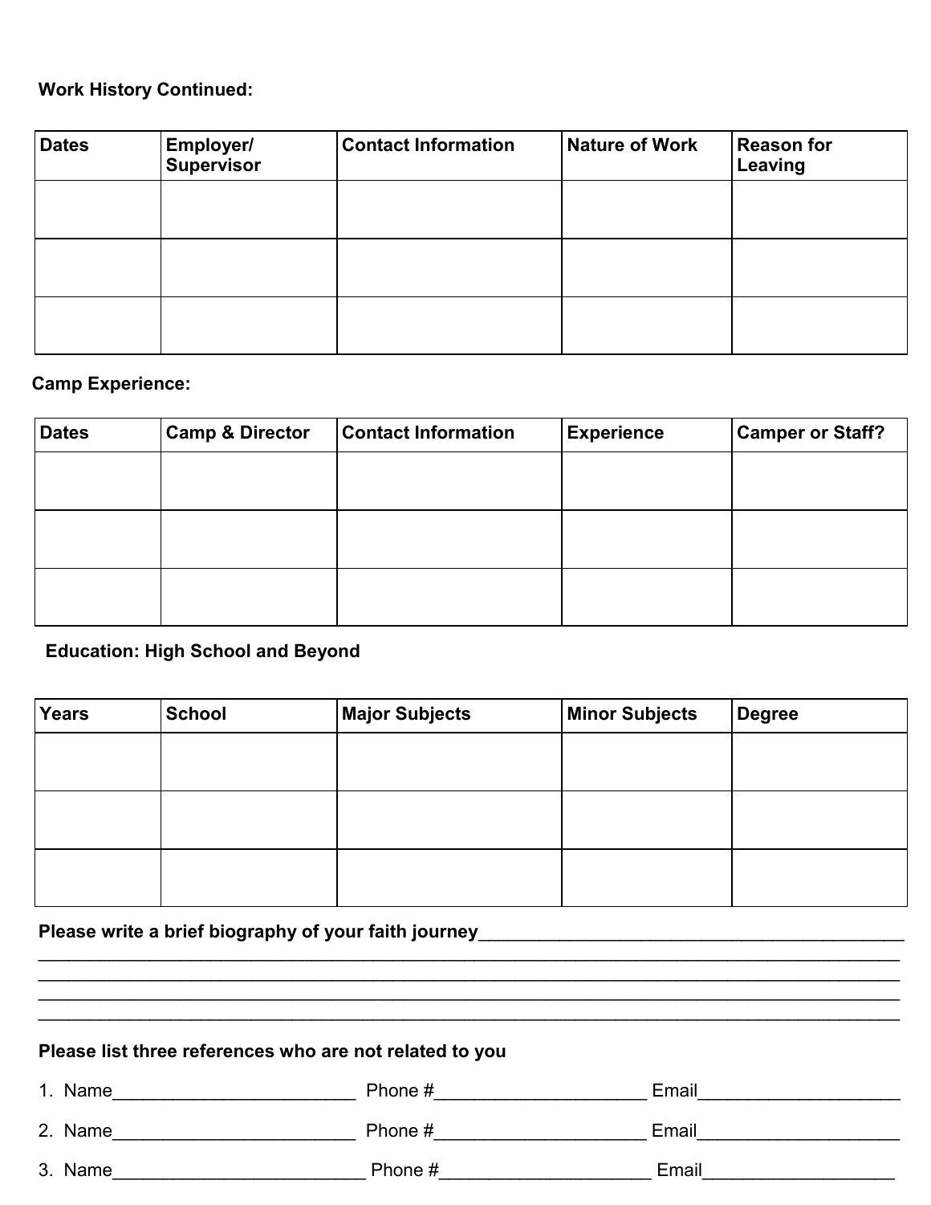**Work History Continued:**

| Dates | Employer/ Supervisor | Contact Information | Nature of Work | Reason for Leaving |
|---|---|---|---|---|
| | | | | |
| | | | | |
| | | | | |

**Camp Experience:**

| Dates | Camp & Director | Contact Information | Experience | Camper or Staff? |
|---|---|---|---|---|
| | | | | |
| | | | | |
| | | | | |

**Education: High School and Beyond**

| Years | School | Major Subjects | Minor Subjects | Degree |
|---|---|---|---|---|
| | | | | |
| | | | | |
| | | | | |

**Please write a brief biography of your faith journey**_____________________________________________
_____________________________________________________________________________________
_____________________________________________________________________________________
_____________________________________________________________________________________
_____________________________________________________________________________________

**Please list three references who are not related to you**

1. Name_________________________ Phone #_____________________ Email____________________
2. Name_________________________ Phone #_____________________ Email____________________
3. Name_________________________ Phone #_____________________ Email____________________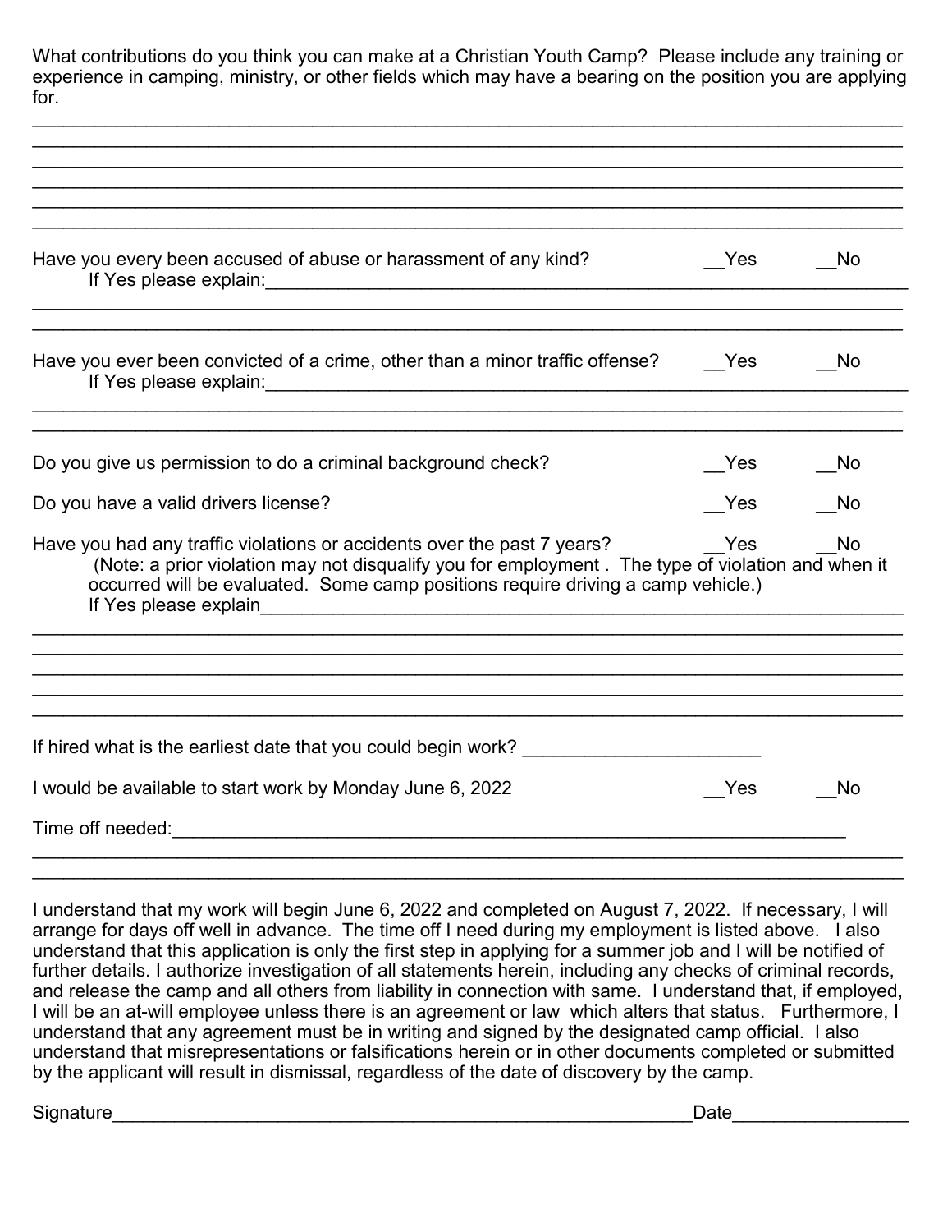What contributions do you think you can make at a Christian Youth Camp? Please include any training or experience in camping, ministry, or other fields which may have a bearing on the position you are applying for.

______________________________________________________________________________
______________________________________________________________________________
______________________________________________________________________________
______________________________________________________________________________
______________________________________________________________________________
______________________________________________________________________________

Have you every been accused of abuse or harassment of any kind? __Yes __No

If Yes please explain:______________________________________________________________
______________________________________________________________________________
______________________________________________________________________________

Have you ever been convicted of a crime, other than a minor traffic offense? __Yes __No

If Yes please explain:______________________________________________________________
______________________________________________________________________________
______________________________________________________________________________

Do you give us permission to do a criminal background check? __Yes __No

Do you have a valid drivers license? __Yes __No

Have you had any traffic violations or accidents over the past 7 years? __Yes __No

(Note: a prior violation may not disqualify you for employment . The type of violation and when it occurred will be evaluated. Some camp positions require driving a camp vehicle.)

If Yes please explain______________________________________________________________
______________________________________________________________________________
______________________________________________________________________________
______________________________________________________________________________
______________________________________________________________________________
______________________________________________________________________________

If hired what is the earliest date that you could begin work? ______________________

I would be available to start work by Monday June 6, 2022 __Yes __No

Time off needed:______________________________________________________________
______________________________________________________________________________
______________________________________________________________________________

I understand that my work will begin June 6, 2022 and completed on August 7, 2022. If necessary, I will arrange for days off well in advance. The time off I need during my employment is listed above. I also understand that this application is only the first step in applying for a summer job and I will be notified of further details. I authorize investigation of all statements herein, including any checks of criminal records, and release the camp and all others from liability in connection with same. I understand that, if employed, I will be an at-will employee unless there is an agreement or law which alters that status. Furthermore, I understand that any agreement must be in writing and signed by the designated camp official. I also understand that misrepresentations or falsifications herein or in other documents completed or submitted by the applicant will result in dismissal, regardless of the date of discovery by the camp.

Signature________________________________________________________Date________________